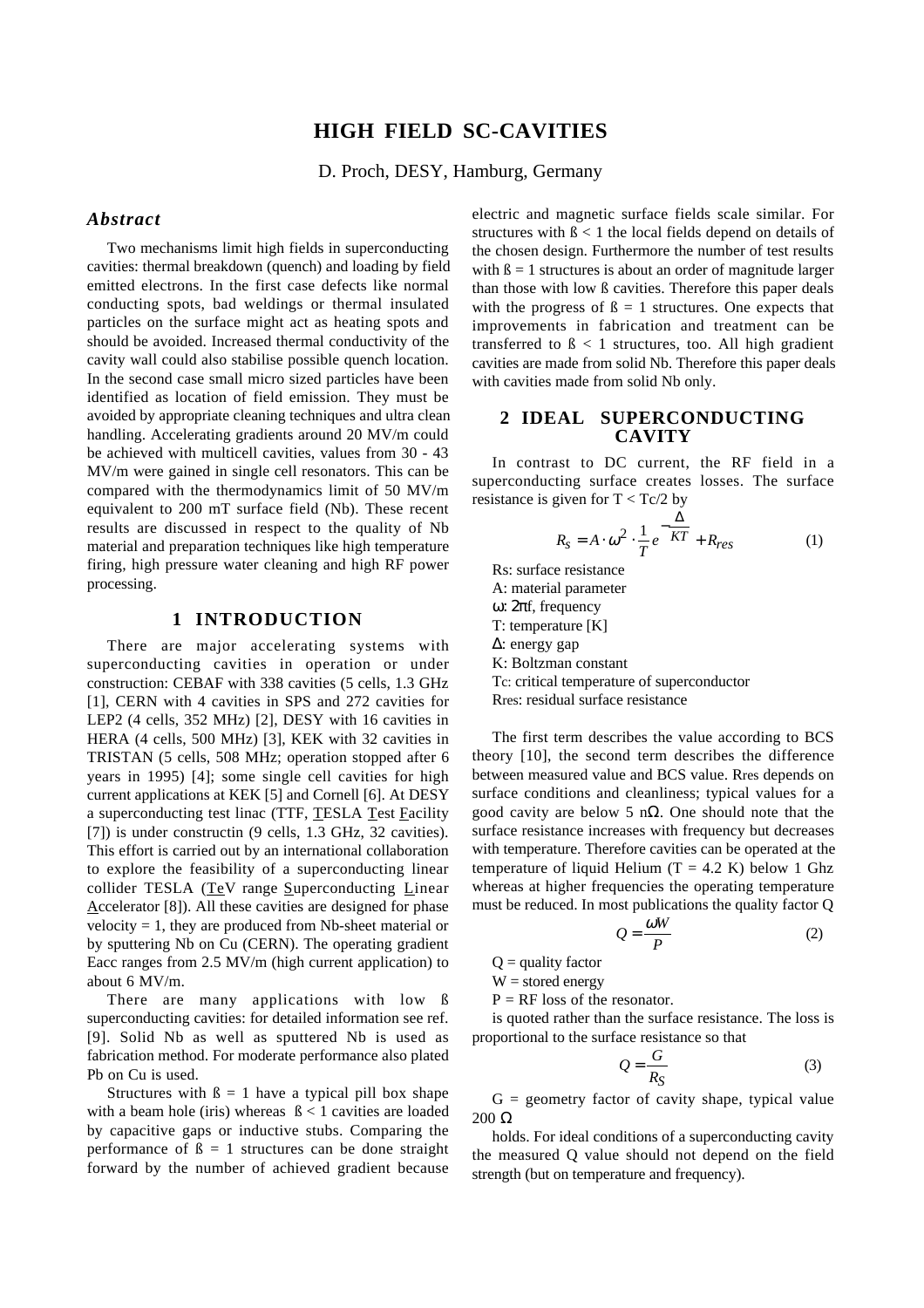# HIGH FIELD SC-CAVITIES

D. Proch, DESY, Hamburg, Germany

### *Abstract*

Two mechanisms limit high fields in superconducting cavities: thermal breakdown (quench) and loading by field emitted electrons. In the first case defects like normal conducting spots, bad weldings or thermal insulated particles on the surface might act as heating spots and should be avoided. Increased thermal conductivity of the cavity wall could also stabilise possible quench location. In the second case small micro sized particles have been identified as location of field emission. They must be avoided by appropriate cleaning techniques and ultra clean handling. Accelerating gradients around 20 MV/m could be achieved with multicell cavities, values from 30 - 43 MV/m were gained in single cell resonators. This can be compared with the thermodynamics limit of 50 MV/m equivalent to 200 mT surface field (Nb). These recent results are discussed in respect to the quality of Nb material and preparation techniques like high temperature firing, high pressure water cleaning and high RF power processing.

## 1 INTRODUCTION

There are major accelerating systems with superconducting cavities in operation or under construction: CEBAF with 338 cavities (5 cells, 1.3 GHz [1], CERN with 4 cavities in SPS and 272 cavities for LEP2 (4 cells, 352 MHz) [2], DESY with 16 cavities in HERA (4 cells, 500 MHz) [3], KEK with 32 cavities in TRISTAN (5 cells, 508 MHz; operation stopped after 6 years in 1995) [4]; some single cell cavities for high current applications at KEK [5] and Cornell [6]. At DESY a superconducting test linac (TTF, TESLA Test Facility [7]) is under constructin (9 cells, 1.3 GHz, 32 cavities). This effort is carried out by an international collaboration to explore the feasibility of a superconducting linear collider TESLA (TeV range Superconducting Linear Accelerator [8]). All these cavities are designed for phase velocity = 1, they are produced from Nb-sheet material or by sputtering Nb on Cu (CERN). The operating gradient Eacc ranges from 2.5 MV/m (high current application) to about 6 MV/m.

There are many applications with low ß superconducting cavities: for detailed information see ref. [9]. Solid Nb as well as sputtered Nb is used as fabrication method. For moderate performance also plated Pb on Cu is used.

Structures with ß = 1 have a typical pill box shape with a beam hole (iris) whereas ß < 1 cavities are loaded by capacitive gaps or inductive stubs. Comparing the performance of ß = 1 structures can be done straight forward by the number of achieved gradient because electric and magnetic surface fields scale similar. For structures with ß < 1 the local fields depend on details of the chosen design. Furthermore the number of test results with ß = 1 structures is about an order of magnitude larger than those with low ß cavities. Therefore this paper deals with the progress of ß = 1 structures. One expects that improvements in fabrication and treatment can be transferred to ß < 1 structures, too. All high gradient cavities are made from solid Nb. Therefore this paper deals with cavities made from solid Nb only.

## 2 IDEAL SUPERCONDUCTING CAVITY

In contrast to DC current, the RF field in a superconducting surface creates losses. The surface resistance is given for T < Tc/2 by

$$R_S = A \cdot \omega^2 \cdot \frac{1}{T} e^{-\frac{\Delta}{KT}} + R_{res} \qquad (1)$$

Rs: surface resistance
A: material parameter
ω: 2πf, frequency
T: temperature [K]
Δ: energy gap
K: Boltzman constant
Tc: critical temperature of superconductor
Rres: residual surface resistance

The first term describes the value according to BCS theory [10], the second term describes the difference between measured value and BCS value. Rres depends on surface conditions and cleanliness; typical values for a good cavity are below 5 nΩ. One should note that the surface resistance increases with frequency but decreases with temperature. Therefore cavities can be operated at the temperature of liquid Helium (T = 4.2 K) below 1 Ghz whereas at higher frequencies the operating temperature must be reduced. In most publications the quality factor Q

$$Q = \frac{\omega W}{P} \qquad (2)$$

Q = quality factor
W = stored energy
P = RF loss of the resonator.

is quoted rather than the surface resistance. The loss is proportional to the surface resistance so that

$$Q = \frac{G}{R_S} \qquad (3)$$

G = geometry factor of cavity shape, typical value 200 Ω

holds. For ideal conditions of a superconducting cavity the measured Q value should not depend on the field strength (but on temperature and frequency).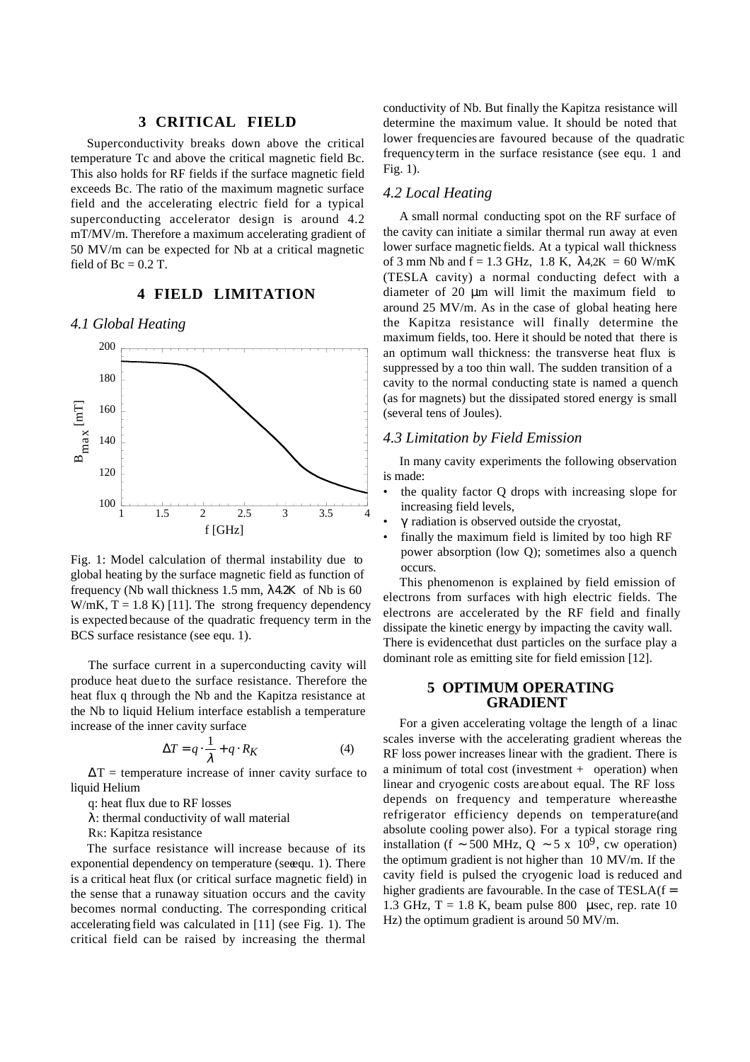## 3 CRITICAL FIELD

Superconductivity breaks down above the critical temperature Tc and above the critical magnetic field Bc. This also holds for RF fields if the surface magnetic field exceeds Bc. The ratio of the maximum magnetic surface field and the accelerating electric field for a typical superconducting accelerator design is around 4.2 mT/MV/m. Therefore a maximum accelerating gradient of 50 MV/m can be expected for Nb at a critical magnetic field of Bc = 0.2 T.

## 4 FIELD LIMITATION

### 4.1 Global Heating

Fig. 1: Model calculation of thermal instability due to global heating by the surface magnetic field as function of frequency (Nb wall thickness 1.5 mm, $\lambda_{4.2K}$ of Nb is 60 W/mK, T = 1.8 K) [11]. The strong frequency dependency is expected because of the quadratic frequency term in the BCS surface resistance (see equ. 1).

The surface current in a superconducting cavity will produce heat due to the surface resistance. Therefore the heat flux q through the Nb and the Kapitza resistance at the Nb to liquid Helium interface establish a temperature increase of the inner cavity surface

$$\Delta T = q \cdot \frac{1}{\lambda} + q \cdot R_K \quad (4)$$

$\Delta$T = temperature increase of inner cavity surface to liquid Helium

q: heat flux due to RF losses

$\lambda$: thermal conductivity of wall material

$R_K$: Kapitza resistance

The surface resistance will increase because of its exponential dependency on temperature (see equ. 1). There is a critical heat flux (or critical surface magnetic field) in the sense that a runaway situation occurs and the cavity becomes normal conducting. The corresponding critical accelerating field was calculated in [11] (see Fig. 1). The critical field can be raised by increasing the thermal conductivity of Nb. But finally the Kapitza resistance will determine the maximum value. It should be noted that lower frequencies are favoured because of the quadratic frequency term in the surface resistance (see equ. 1 and Fig. 1).

### 4.2 Local Heating

A small normal conducting spot on the RF surface of the cavity can initiate a similar thermal run away at even lower surface magnetic fields. At a typical wall thickness of 3 mm Nb and f = 1.3 GHz, 1.8 K, $\lambda_{4,2K}$ = 60 W/mK (TESLA cavity) a normal conducting defect with a diameter of 20 µm will limit the maximum field to around 25 MV/m. As in the case of global heating here the Kapitza resistance will finally determine the maximum fields, too. Here it should be noted that there is an optimum wall thickness: the transverse heat flux is suppressed by a too thin wall. The sudden transition of a cavity to the normal conducting state is named a quench (as for magnets) but the dissipated stored energy is small (several tens of Joules).

### 4.3 Limitation by Field Emission

In many cavity experiments the following observation is made:

- the quality factor Q drops with increasing slope for increasing field levels,
- $\gamma$ radiation is observed outside the cryostat,
- finally the maximum field is limited by too high RF power absorption (low Q); sometimes also a quench occurs.

This phenomenon is explained by field emission of electrons from surfaces with high electric fields. The electrons are accelerated by the RF field and finally dissipate the kinetic energy by impacting the cavity wall. There is evidence that dust particles on the surface play a dominant role as emitting site for field emission [12].

## 5 OPTIMUM OPERATING GRADIENT

For a given accelerating voltage the length of a linac scales inverse with the accelerating gradient whereas the RF loss power increases linear with the gradient. There is a minimum of total cost (investment + operation) when linear and cryogenic costs are about equal. The RF loss depends on frequency and temperature whereas the refrigerator efficiency depends on temperature (and absolute cooling power also). For a typical storage ring installation (f ~ 500 MHz, Q ~ 5 x $10^9$, cw operation) the optimum gradient is not higher than 10 MV/m. If the cavity field is pulsed the cryogenic load is reduced and higher gradients are favourable. In the case of TESLA (f = 1.3 GHz, T = 1.8 K, beam pulse 800 µsec, rep. rate 10 Hz) the optimum gradient is around 50 MV/m.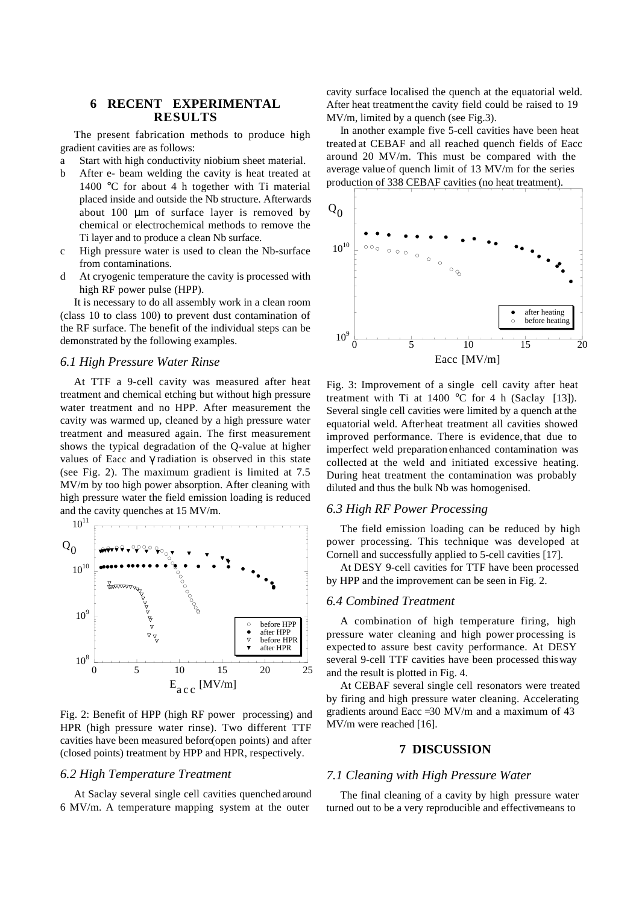## 6 RECENT EXPERIMENTAL RESULTS

The present fabrication methods to produce high gradient cavities are as follows:

a Start with high conductivity niobium sheet material.

b After e- beam welding the cavity is heat treated at 1400 °C for about 4 h together with Ti material placed inside and outside the Nb structure. Afterwards about 100 µm of surface layer is removed by chemical or electrochemical methods to remove the Ti layer and to produce a clean Nb surface.

c High pressure water is used to clean the Nb-surface from contaminations.

d At cryogenic temperature the cavity is processed with high RF power pulse (HPP).

It is necessary to do all assembly work in a clean room (class 10 to class 100) to prevent dust contamination of the RF surface. The benefit of the individual steps can be demonstrated by the following examples.

### 6.1 High Pressure Water Rinse

At TTF a 9-cell cavity was measured after heat treatment and chemical etching but without high pressure water treatment and no HPP. After measurement the cavity was warmed up, cleaned by a high pressure water treatment and measured again. The first measurement shows the typical degradation of the Q-value at higher values of Eacc and γ radiation is observed in this state (see Fig. 2). The maximum gradient is limited at 7.5 MV/m by too high power absorption. After cleaning with high pressure water the field emission loading is reduced and the cavity quenches at 15 MV/m.

Fig. 2: Benefit of HPP (high RF power processing) and HPR (high pressure water rinse). Two different TTF cavities have been measured before (open points) and after (closed points) treatment by HPP and HPR, respectively.

### 6.2 High Temperature Treatment

At Saclay several single cell cavities quenched around 6 MV/m. A temperature mapping system at the outer cavity surface localised the quench at the equatorial weld. After heat treatment the cavity field could be raised to 19 MV/m, limited by a quench (see Fig.3).

In another example five 5-cell cavities have been heat treated at CEBAF and all reached quench fields of Eacc around 20 MV/m. This must be compared with the average value of quench limit of 13 MV/m for the series production of 338 CEBAF cavities (no heat treatment).

Fig. 3: Improvement of a single cell cavity after heat treatment with Ti at 1400 °C for 4 h (Saclay [13]). Several single cell cavities were limited by a quench at the equatorial weld. After heat treatment all cavities showed improved performance. There is evidence, that due to imperfect weld preparation enhanced contamination was collected at the weld and initiated excessive heating. During heat treatment the contamination was probably diluted and thus the bulk Nb was homogenised.

### 6.3 High RF Power Processing

The field emission loading can be reduced by high power processing. This technique was developed at Cornell and successfully applied to 5-cell cavities [17].

At DESY 9-cell cavities for TTF have been processed by HPP and the improvement can be seen in Fig. 2.

### 6.4 Combined Treatment

A combination of high temperature firing, high pressure water cleaning and high power processing is expected to assure best cavity performance. At DESY several 9-cell TTF cavities have been processed this way and the result is plotted in Fig. 4.

At CEBAF several single cell resonators were treated by firing and high pressure water cleaning. Accelerating gradients around Eacc =30 MV/m and a maximum of 43 MV/m were reached [16].

## 7 DISCUSSION

### 7.1 Cleaning with High Pressure Water

The final cleaning of a cavity by high pressure water turned out to be a very reproducible and effective means to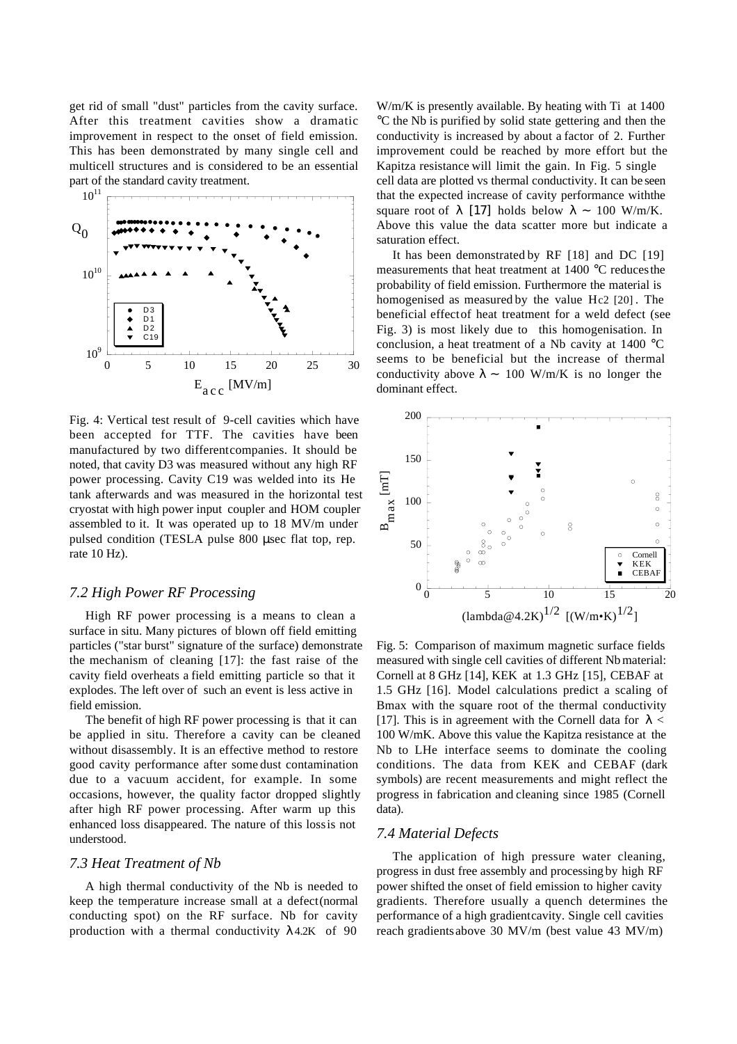get rid of small "dust" particles from the cavity surface. After this treatment cavities show a dramatic improvement in respect to the onset of field emission. This has been demonstrated by many single cell and multicell structures and is considered to be an essential part of the standard cavity treatment.

Fig. 4: Vertical test result of 9-cell cavities which have been accepted for TTF. The cavities have been manufactured by two different companies. It should be noted, that cavity D3 was measured without any high RF power processing. Cavity C19 was welded into its He tank afterwards and was measured in the horizontal test cryostat with high power input coupler and HOM coupler assembled to it. It was operated up to 18 MV/m under pulsed condition (TESLA pulse 800 μsec flat top, rep. rate 10 Hz).

### *7.2 High Power RF Processing*

High RF power processing is a means to clean a surface in situ. Many pictures of blown off field emitting particles ("star burst" signature of the surface) demonstrate the mechanism of cleaning [17]: the fast raise of the cavity field overheats a field emitting particle so that it explodes. The left over of such an event is less active in field emission.

The benefit of high RF power processing is that it can be applied in situ. Therefore a cavity can be cleaned without disassembly. It is an effective method to restore good cavity performance after some dust contamination due to a vacuum accident, for example. In some occasions, however, the quality factor dropped slightly after high RF power processing. After warm up this enhanced loss disappeared. The nature of this loss is not understood.

### *7.3 Heat Treatment of Nb*

A high thermal conductivity of the Nb is needed to keep the temperature increase small at a defect (normal conducting spot) on the RF surface. Nb for cavity production with a thermal conductivity $\lambda_{4.2K}$ of 90 W/m/K is presently available. By heating with Ti at 1400 °C the Nb is purified by solid state gettering and then the conductivity is increased by about a factor of 2. Further improvement could be reached by more effort but the Kapitza resistance will limit the gain. In Fig. 5 single cell data are plotted vs thermal conductivity. It can be seen that the expected increase of cavity performance with the square root of $\lambda$ [17] holds below $\lambda \sim 100$ W/m/K. Above this value the data scatter more but indicate a saturation effect.

It has been demonstrated by RF [18] and DC [19] measurements that heat treatment at 1400 °C reduces the probability of field emission. Furthermore the material is homogenised as measured by the value $H_{c2}$ [20]. The beneficial effect of heat treatment for a weld defect (see Fig. 3) is most likely due to this homogenisation. In conclusion, a heat treatment of a Nb cavity at 1400 °C seems to be beneficial but the increase of thermal conductivity above $\lambda \sim 100$ W/m/K is no longer the dominant effect.

Fig. 5: Comparison of maximum magnetic surface fields measured with single cell cavities of different Nb material: Cornell at 8 GHz [14], KEK at 1.3 GHz [15], CEBAF at 1.5 GHz [16]. Model calculations predict a scaling of Bmax with the square root of the thermal conductivity [17]. This is in agreement with the Cornell data for $\lambda <$ 100 W/mK. Above this value the Kapitza resistance at the Nb to LHe interface seems to dominate the cooling conditions. The data from KEK and CEBAF (dark symbols) are recent measurements and might reflect the progress in fabrication and cleaning since 1985 (Cornell data).

### *7.4 Material Defects*

The application of high pressure water cleaning, progress in dust free assembly and processing by high RF power shifted the onset of field emission to higher cavity gradients. Therefore usually a quench determines the performance of a high gradient cavity. Single cell cavities reach gradients above 30 MV/m (best value 43 MV/m)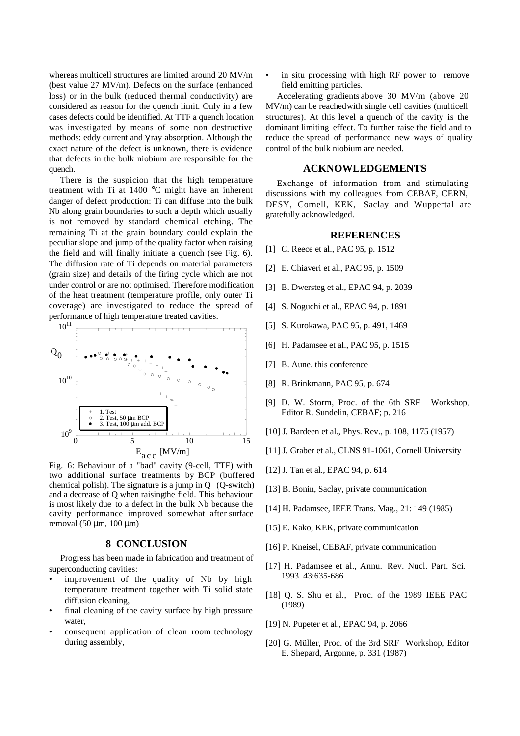whereas multicell structures are limited around 20 MV/m (best value 27 MV/m). Defects on the surface (enhanced loss) or in the bulk (reduced thermal conductivity) are considered as reason for the quench limit. Only in a few cases defects could be identified. At TTF a quench location was investigated by means of some non destructive methods: eddy current and γ ray absorption. Although the exact nature of the defect is unknown, there is evidence that defects in the bulk niobium are responsible for the quench.

There is the suspicion that the high temperature treatment with Ti at 1400 °C might have an inherent danger of defect production: Ti can diffuse into the bulk Nb along grain boundaries to such a depth which usually is not removed by standard chemical etching. The remaining Ti at the grain boundary could explain the peculiar slope and jump of the quality factor when raising the field and will finally initiate a quench (see Fig. 6). The diffusion rate of Ti depends on material parameters (grain size) and details of the firing cycle which are not under control or are not optimised. Therefore modification of the heat treatment (temperature profile, only outer Ti coverage) are investigated to reduce the spread of performance of high temperature treated cavities.

$10^{11}$

$Q_0$

$10^{10}$

$10^{9}$

0 5 10 15

$E_{acc}$ [MV/m]

1. Test
2. Test, 50 µm BCP
3. Test, 100 µm add. BCP

Fig. 6: Behaviour of a "bad" cavity (9-cell, TTF) with two additional surface treatments by BCP (buffered chemical polish). The signature is a jump in Q (Q-switch) and a decrease of Q when raising the field. This behaviour is most likely due to a defect in the bulk Nb because the cavity performance improved somewhat after surface removal (50 µm, 100 µm)

## 8 CONCLUSION

Progress has been made in fabrication and treatment of superconducting cavities:

- improvement of the quality of Nb by high temperature treatment together with Ti solid state diffusion cleaning,
- final cleaning of the cavity surface by high pressure water,
- consequent application of clean room technology during assembly,
- in situ processing with high RF power to remove field emitting particles.

Accelerating gradients above 30 MV/m (above 20 MV/m) can be reached with single cell cavities (multicell structures). At this level a quench of the cavity is the dominant limiting effect. To further raise the field and to reduce the spread of performance new ways of quality control of the bulk niobium are needed.

## ACKNOWLEDGEMENTS

Exchange of information from and stimulating discussions with my colleagues from CEBAF, CERN, DESY, Cornell, KEK, Saclay and Wuppertal are gratefully acknowledged.

## REFERENCES

[1] C. Reece et al., PAC 95, p. 1512

[2] E. Chiaveri et al., PAC 95, p. 1509

[3] B. Dwersteg et al., EPAC 94, p. 2039

[4] S. Noguchi et al., EPAC 94, p. 1891

[5] S. Kurokawa, PAC 95, p. 491, 1469

[6] H. Padamsee et al., PAC 95, p. 1515

[7] B. Aune, this conference

[8] R. Brinkmann, PAC 95, p. 674

[9] D. W. Storm, Proc. of the 6th SRF Workshop, Editor R. Sundelin, CEBAF; p. 216

[10] J. Bardeen et al., Phys. Rev., p. 108, 1175 (1957)

[11] J. Graber et al., CLNS 91-1061, Cornell University

[12] J. Tan et al., EPAC 94, p. 614

[13] B. Bonin, Saclay, private communication

[14] H. Padamsee, IEEE Trans. Mag., 21: 149 (1985)

[15] E. Kako, KEK, private communication

[16] P. Kneisel, CEBAF, private communication

[17] H. Padamsee et al., Annu. Rev. Nucl. Part. Sci. 1993. 43:635-686

[18] Q. S. Shu et al., Proc. of the 1989 IEEE PAC (1989)

[19] N. Pupeter et al., EPAC 94, p. 2066

[20] G. Müller, Proc. of the 3rd SRF Workshop, Editor E. Shepard, Argonne, p. 331 (1987)